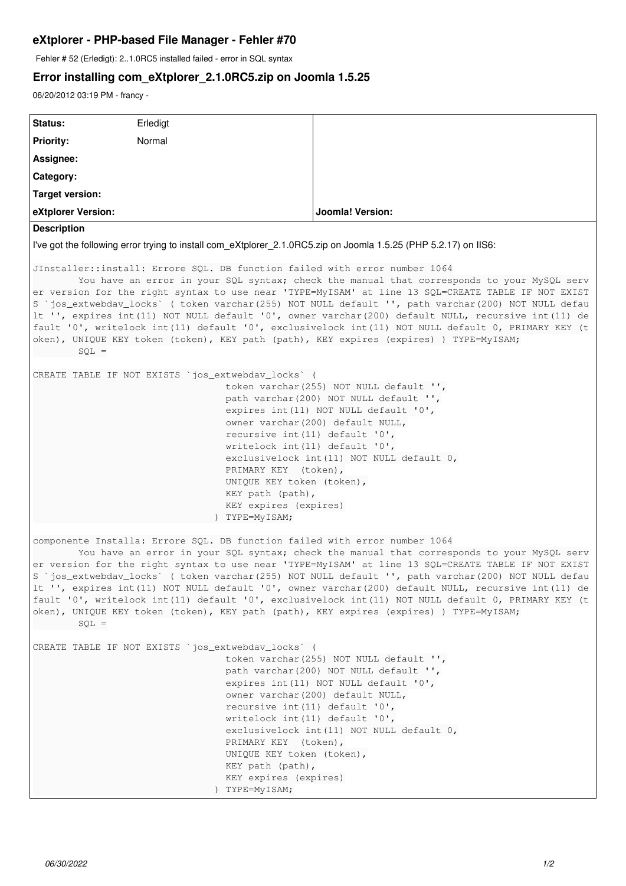## eXtplorer - PHP-based File Manager - Fehler #70

Fehler # 52 (Erledigt): 2..1.0RC5 installed failed - error in SQL syntax

## Error installing com_eXtplorer_2.1.0RC5.zip on Joomla 1.5.25

06/20/2012 03:19 PM - francy -

| Status: | Erledigt | |
|---|---|---|
| Priority: | Normal | |
| Assignee: | | |
| Category: | | |
| Target version: | | |
| eXtplorer Version: | | Joomla! Version: |

**Description**

I've got the following error trying to install com_eXtplorer_2.1.0RC5.zip on Joomla 1.5.25 (PHP 5.2.17) on IIS6:

```
JInstaller::install: Errore SQL. DB function failed with error number 1064
        You have an error in your SQL syntax; check the manual that corresponds to your MySQL serv
er version for the right syntax to use near 'TYPE=MyISAM' at line 13 SQL=CREATE TABLE IF NOT EXIST
S `jos_extwebdav_locks` ( token varchar(255) NOT NULL default '', path varchar(200) NOT NULL defau
lt '', expires int(11) NOT NULL default '0', owner varchar(200) default NULL, recursive int(11) de
fault '0', writelock int(11) default '0', exclusivelock int(11) NOT NULL default 0, PRIMARY KEY (t
oken), UNIQUE KEY token (token), KEY path (path), KEY expires (expires) ) TYPE=MyISAM;
        SQL =

CREATE TABLE IF NOT EXISTS `jos_extwebdav_locks` (
                                  token varchar(255) NOT NULL default '',
                                  path varchar(200) NOT NULL default '',
                                  expires int(11) NOT NULL default '0',
                                  owner varchar(200) default NULL,
                                  recursive int(11) default '0',
                                  writelock int(11) default '0',
                                  exclusivelock int(11) NOT NULL default 0,
                                  PRIMARY KEY  (token),
                                  UNIQUE KEY token (token),
                                  KEY path (path),
                                  KEY expires (expires)
                                ) TYPE=MyISAM;

componente Installa: Errore SQL. DB function failed with error number 1064
        You have an error in your SQL syntax; check the manual that corresponds to your MySQL serv
er version for the right syntax to use near 'TYPE=MyISAM' at line 13 SQL=CREATE TABLE IF NOT EXIST
S `jos_extwebdav_locks` ( token varchar(255) NOT NULL default '', path varchar(200) NOT NULL defau
lt '', expires int(11) NOT NULL default '0', owner varchar(200) default NULL, recursive int(11) de
fault '0', writelock int(11) default '0', exclusivelock int(11) NOT NULL default 0, PRIMARY KEY (t
oken), UNIQUE KEY token (token), KEY path (path), KEY expires (expires) ) TYPE=MyISAM;
        SQL =

CREATE TABLE IF NOT EXISTS `jos_extwebdav_locks` (
                                  token varchar(255) NOT NULL default '',
                                  path varchar(200) NOT NULL default '',
                                  expires int(11) NOT NULL default '0',
                                  owner varchar(200) default NULL,
                                  recursive int(11) default '0',
                                  writelock int(11) default '0',
                                  exclusivelock int(11) NOT NULL default 0,
                                  PRIMARY KEY  (token),
                                  UNIQUE KEY token (token),
                                  KEY path (path),
                                  KEY expires (expires)
                                ) TYPE=MyISAM;
```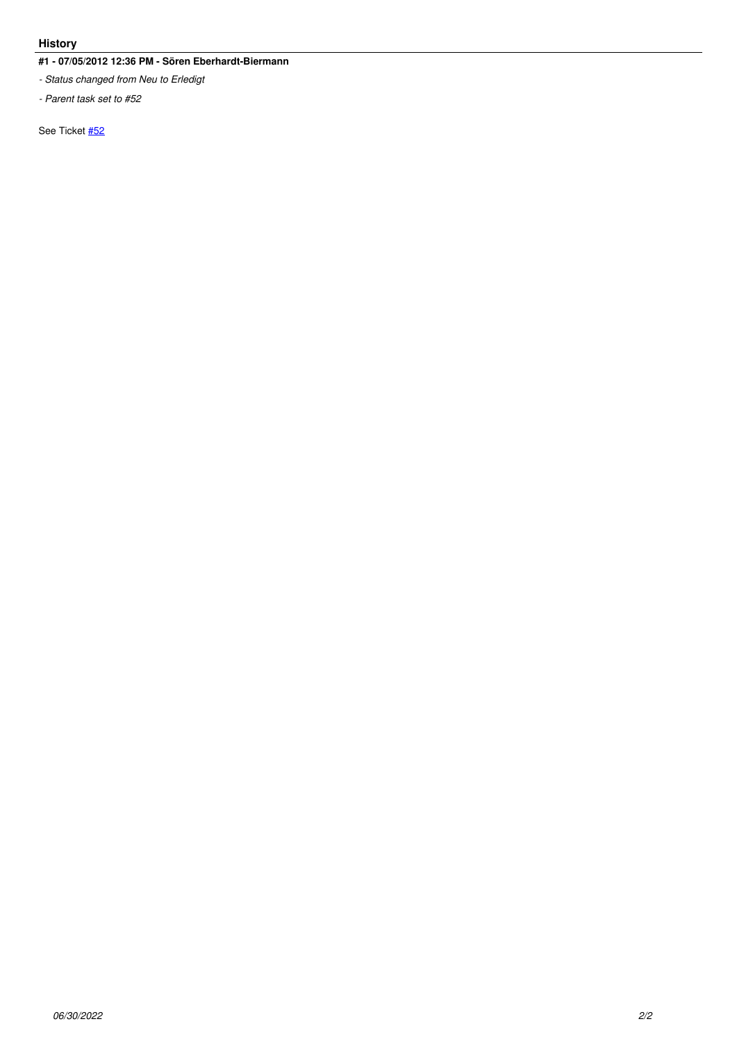## History

### #1 - 07/05/2012 12:36 PM - Sören Eberhardt-Biermann

*- Status changed from Neu to Erledigt*

*- Parent task set to #52*

See Ticket #52